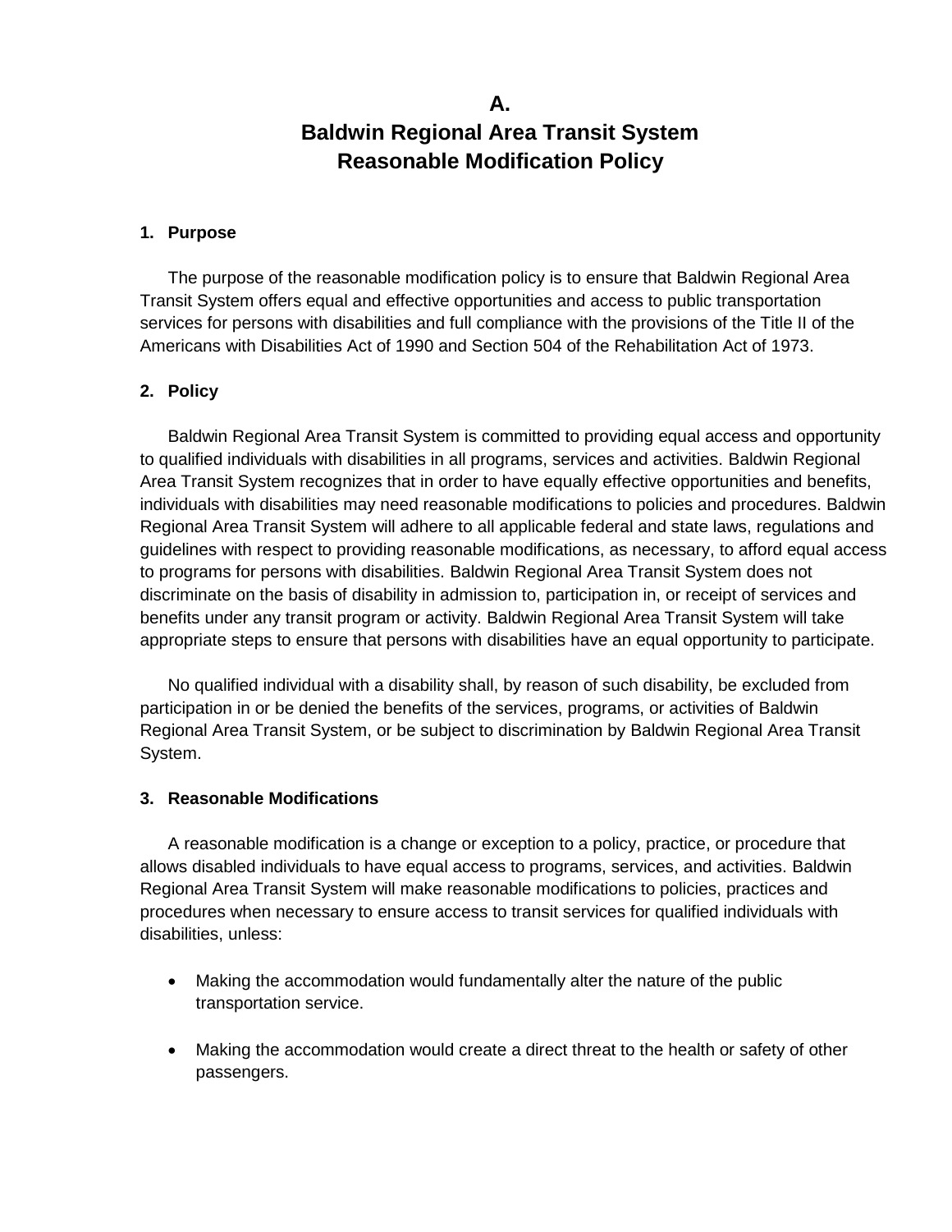# A.
# Baldwin Regional Area Transit System Reasonable Modification Policy

## 1. Purpose

The purpose of the reasonable modification policy is to ensure that Baldwin Regional Area Transit System offers equal and effective opportunities and access to public transportation services for persons with disabilities and full compliance with the provisions of the Title II of the Americans with Disabilities Act of 1990 and Section 504 of the Rehabilitation Act of 1973.

## 2. Policy

Baldwin Regional Area Transit System is committed to providing equal access and opportunity to qualified individuals with disabilities in all programs, services and activities. Baldwin Regional Area Transit System recognizes that in order to have equally effective opportunities and benefits, individuals with disabilities may need reasonable modifications to policies and procedures. Baldwin Regional Area Transit System will adhere to all applicable federal and state laws, regulations and guidelines with respect to providing reasonable modifications, as necessary, to afford equal access to programs for persons with disabilities. Baldwin Regional Area Transit System does not discriminate on the basis of disability in admission to, participation in, or receipt of services and benefits under any transit program or activity. Baldwin Regional Area Transit System will take appropriate steps to ensure that persons with disabilities have an equal opportunity to participate.

No qualified individual with a disability shall, by reason of such disability, be excluded from participation in or be denied the benefits of the services, programs, or activities of Baldwin Regional Area Transit System, or be subject to discrimination by Baldwin Regional Area Transit System.

## 3. Reasonable Modifications

A reasonable modification is a change or exception to a policy, practice, or procedure that allows disabled individuals to have equal access to programs, services, and activities. Baldwin Regional Area Transit System will make reasonable modifications to policies, practices and procedures when necessary to ensure access to transit services for qualified individuals with disabilities, unless:

- Making the accommodation would fundamentally alter the nature of the public transportation service.
- Making the accommodation would create a direct threat to the health or safety of other passengers.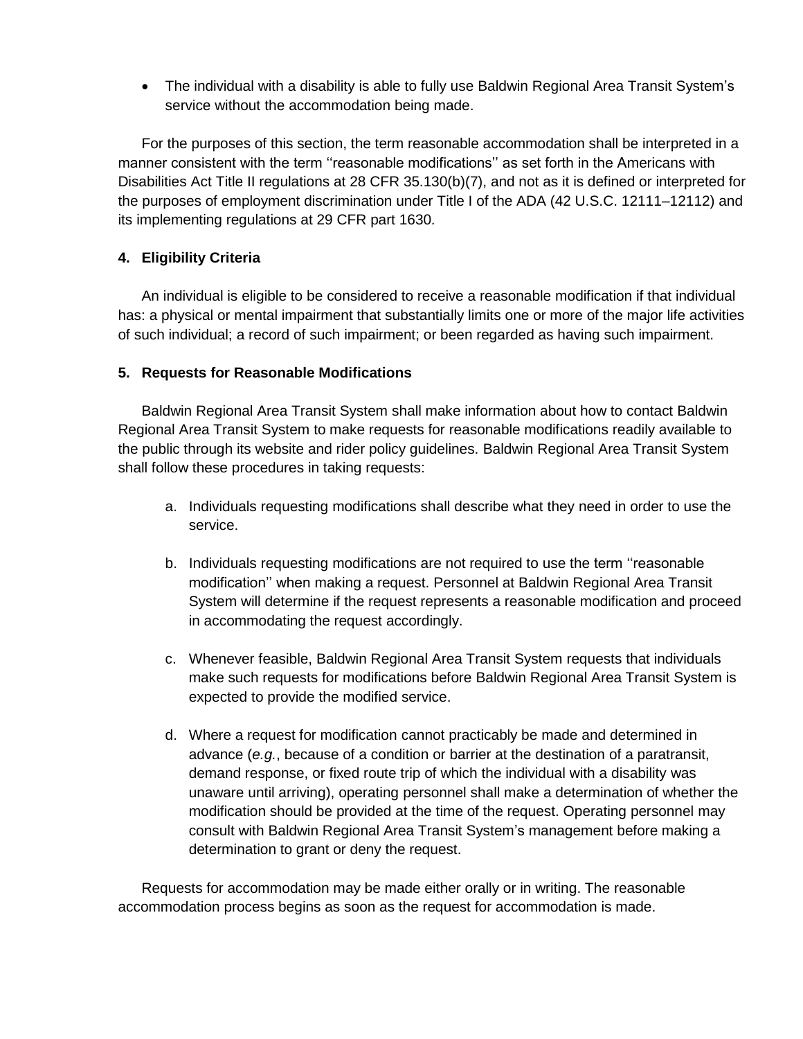- The individual with a disability is able to fully use Baldwin Regional Area Transit System's service without the accommodation being made.

For the purposes of this section, the term reasonable accommodation shall be interpreted in a manner consistent with the term ''reasonable modifications'' as set forth in the Americans with Disabilities Act Title II regulations at 28 CFR 35.130(b)(7), and not as it is defined or interpreted for the purposes of employment discrimination under Title I of the ADA (42 U.S.C. 12111–12112) and its implementing regulations at 29 CFR part 1630.

**4. Eligibility Criteria**

An individual is eligible to be considered to receive a reasonable modification if that individual has: a physical or mental impairment that substantially limits one or more of the major life activities of such individual; a record of such impairment; or been regarded as having such impairment.

**5. Requests for Reasonable Modifications**

Baldwin Regional Area Transit System shall make information about how to contact Baldwin Regional Area Transit System to make requests for reasonable modifications readily available to the public through its website and rider policy guidelines. Baldwin Regional Area Transit System shall follow these procedures in taking requests:

a. Individuals requesting modifications shall describe what they need in order to use the service.

b. Individuals requesting modifications are not required to use the term ''reasonable modification'' when making a request. Personnel at Baldwin Regional Area Transit System will determine if the request represents a reasonable modification and proceed in accommodating the request accordingly.

c. Whenever feasible, Baldwin Regional Area Transit System requests that individuals make such requests for modifications before Baldwin Regional Area Transit System is expected to provide the modified service.

d. Where a request for modification cannot practicably be made and determined in advance (*e.g.*, because of a condition or barrier at the destination of a paratransit, demand response, or fixed route trip of which the individual with a disability was unaware until arriving), operating personnel shall make a determination of whether the modification should be provided at the time of the request. Operating personnel may consult with Baldwin Regional Area Transit System's management before making a determination to grant or deny the request.

Requests for accommodation may be made either orally or in writing. The reasonable accommodation process begins as soon as the request for accommodation is made.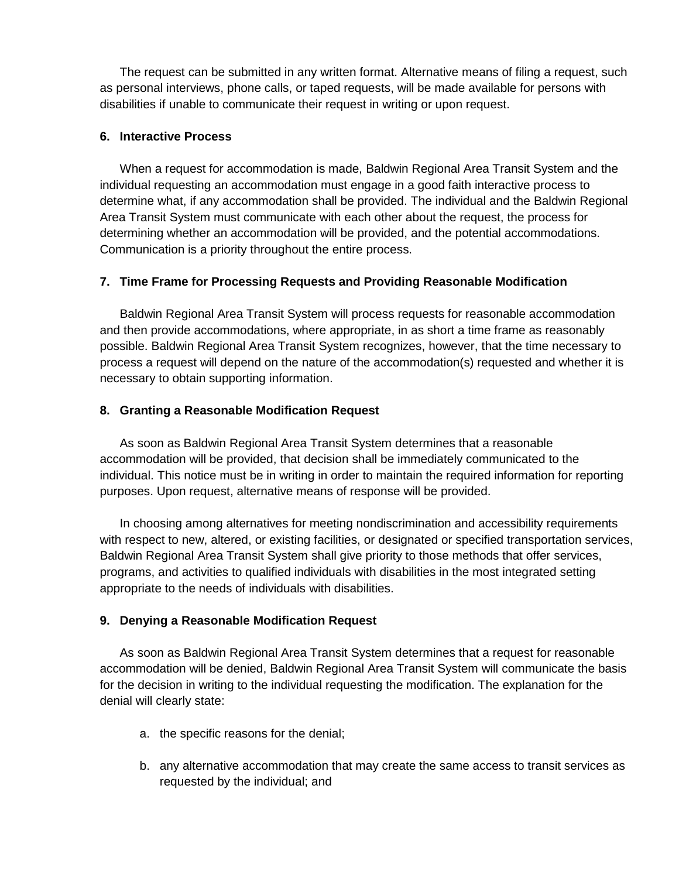The request can be submitted in any written format. Alternative means of filing a request, such as personal interviews, phone calls, or taped requests, will be made available for persons with disabilities if unable to communicate their request in writing or upon request.

### 6. Interactive Process

When a request for accommodation is made, Baldwin Regional Area Transit System and the individual requesting an accommodation must engage in a good faith interactive process to determine what, if any accommodation shall be provided. The individual and the Baldwin Regional Area Transit System must communicate with each other about the request, the process for determining whether an accommodation will be provided, and the potential accommodations. Communication is a priority throughout the entire process.

### 7. Time Frame for Processing Requests and Providing Reasonable Modification

Baldwin Regional Area Transit System will process requests for reasonable accommodation and then provide accommodations, where appropriate, in as short a time frame as reasonably possible. Baldwin Regional Area Transit System recognizes, however, that the time necessary to process a request will depend on the nature of the accommodation(s) requested and whether it is necessary to obtain supporting information.

### 8. Granting a Reasonable Modification Request

As soon as Baldwin Regional Area Transit System determines that a reasonable accommodation will be provided, that decision shall be immediately communicated to the individual. This notice must be in writing in order to maintain the required information for reporting purposes. Upon request, alternative means of response will be provided.

In choosing among alternatives for meeting nondiscrimination and accessibility requirements with respect to new, altered, or existing facilities, or designated or specified transportation services, Baldwin Regional Area Transit System shall give priority to those methods that offer services, programs, and activities to qualified individuals with disabilities in the most integrated setting appropriate to the needs of individuals with disabilities.

### 9. Denying a Reasonable Modification Request

As soon as Baldwin Regional Area Transit System determines that a request for reasonable accommodation will be denied, Baldwin Regional Area Transit System will communicate the basis for the decision in writing to the individual requesting the modification. The explanation for the denial will clearly state:

a. the specific reasons for the denial;

b. any alternative accommodation that may create the same access to transit services as requested by the individual; and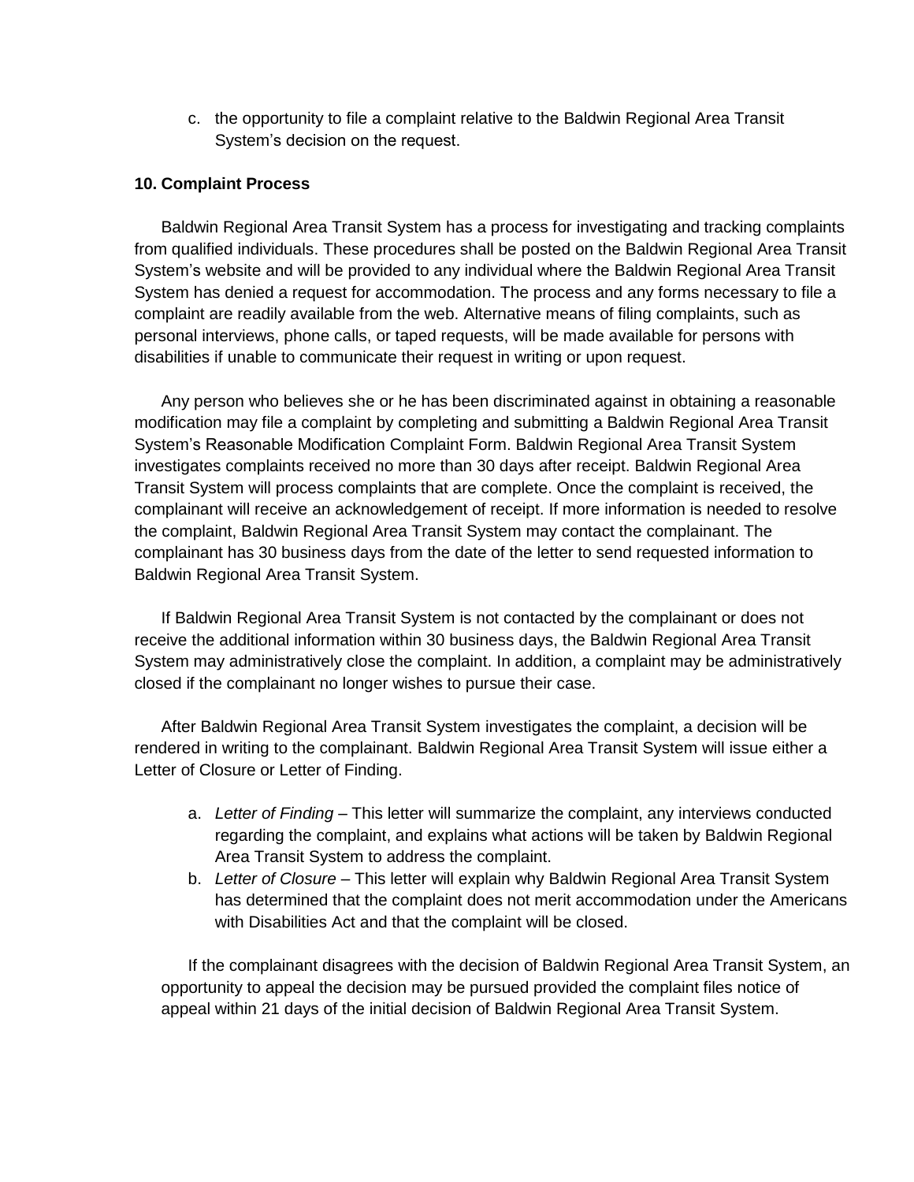c. the opportunity to file a complaint relative to the Baldwin Regional Area Transit System's decision on the request.

**10. Complaint Process**

Baldwin Regional Area Transit System has a process for investigating and tracking complaints from qualified individuals. These procedures shall be posted on the Baldwin Regional Area Transit System's website and will be provided to any individual where the Baldwin Regional Area Transit System has denied a request for accommodation. The process and any forms necessary to file a complaint are readily available from the web. Alternative means of filing complaints, such as personal interviews, phone calls, or taped requests, will be made available for persons with disabilities if unable to communicate their request in writing or upon request.

Any person who believes she or he has been discriminated against in obtaining a reasonable modification may file a complaint by completing and submitting a Baldwin Regional Area Transit System's Reasonable Modification Complaint Form. Baldwin Regional Area Transit System investigates complaints received no more than 30 days after receipt. Baldwin Regional Area Transit System will process complaints that are complete. Once the complaint is received, the complainant will receive an acknowledgement of receipt. If more information is needed to resolve the complaint, Baldwin Regional Area Transit System may contact the complainant. The complainant has 30 business days from the date of the letter to send requested information to Baldwin Regional Area Transit System.

If Baldwin Regional Area Transit System is not contacted by the complainant or does not receive the additional information within 30 business days, the Baldwin Regional Area Transit System may administratively close the complaint. In addition, a complaint may be administratively closed if the complainant no longer wishes to pursue their case.

After Baldwin Regional Area Transit System investigates the complaint, a decision will be rendered in writing to the complainant. Baldwin Regional Area Transit System will issue either a Letter of Closure or Letter of Finding.

a. *Letter of Finding* – This letter will summarize the complaint, any interviews conducted regarding the complaint, and explains what actions will be taken by Baldwin Regional Area Transit System to address the complaint.
b. *Letter of Closure* – This letter will explain why Baldwin Regional Area Transit System has determined that the complaint does not merit accommodation under the Americans with Disabilities Act and that the complaint will be closed.

If the complainant disagrees with the decision of Baldwin Regional Area Transit System, an opportunity to appeal the decision may be pursued provided the complaint files notice of appeal within 21 days of the initial decision of Baldwin Regional Area Transit System.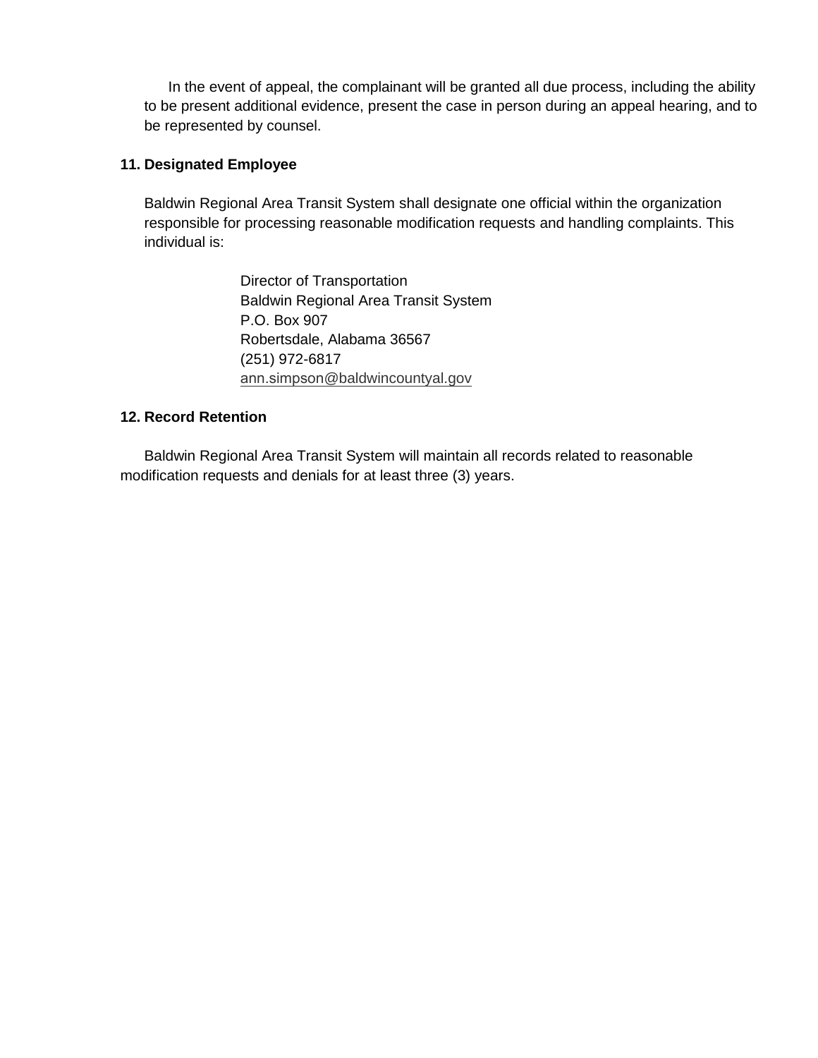In the event of appeal, the complainant will be granted all due process, including the ability to be present additional evidence, present the case in person during an appeal hearing, and to be represented by counsel.

**11. Designated Employee**

Baldwin Regional Area Transit System shall designate one official within the organization responsible for processing reasonable modification requests and handling complaints. This individual is:

Director of Transportation
Baldwin Regional Area Transit System
P.O. Box 907
Robertsdale, Alabama 36567
(251) 972-6817
ann.simpson@baldwincountyal.gov

**12. Record Retention**

Baldwin Regional Area Transit System will maintain all records related to reasonable modification requests and denials for at least three (3) years.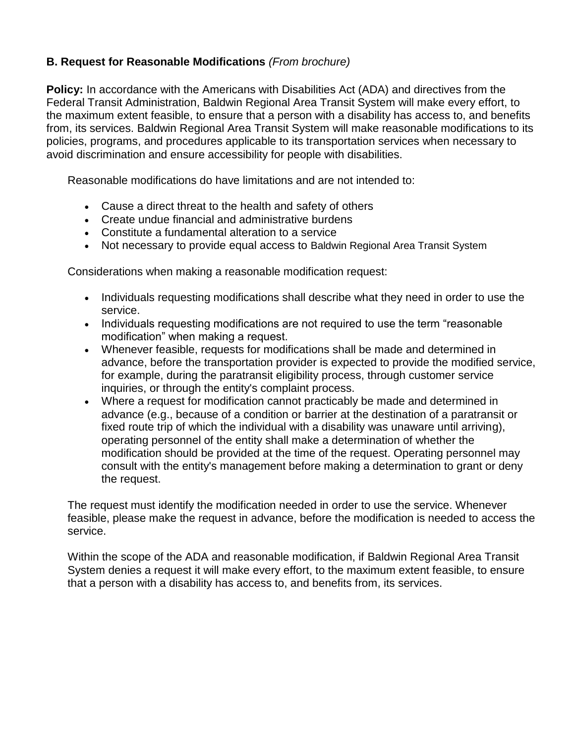**B. Request for Reasonable Modifications** *(From brochure)*

**Policy:** In accordance with the Americans with Disabilities Act (ADA) and directives from the Federal Transit Administration, Baldwin Regional Area Transit System will make every effort, to the maximum extent feasible, to ensure that a person with a disability has access to, and benefits from, its services. Baldwin Regional Area Transit System will make reasonable modifications to its policies, programs, and procedures applicable to its transportation services when necessary to avoid discrimination and ensure accessibility for people with disabilities.

Reasonable modifications do have limitations and are not intended to:

- Cause a direct threat to the health and safety of others
- Create undue financial and administrative burdens
- Constitute a fundamental alteration to a service
- Not necessary to provide equal access to Baldwin Regional Area Transit System

Considerations when making a reasonable modification request:

- Individuals requesting modifications shall describe what they need in order to use the service.
- Individuals requesting modifications are not required to use the term "reasonable modification" when making a request.
- Whenever feasible, requests for modifications shall be made and determined in advance, before the transportation provider is expected to provide the modified service, for example, during the paratransit eligibility process, through customer service inquiries, or through the entity's complaint process.
- Where a request for modification cannot practicably be made and determined in advance (e.g., because of a condition or barrier at the destination of a paratransit or fixed route trip of which the individual with a disability was unaware until arriving), operating personnel of the entity shall make a determination of whether the modification should be provided at the time of the request. Operating personnel may consult with the entity's management before making a determination to grant or deny the request.

The request must identify the modification needed in order to use the service. Whenever feasible, please make the request in advance, before the modification is needed to access the service.

Within the scope of the ADA and reasonable modification, if Baldwin Regional Area Transit System denies a request it will make every effort, to the maximum extent feasible, to ensure that a person with a disability has access to, and benefits from, its services.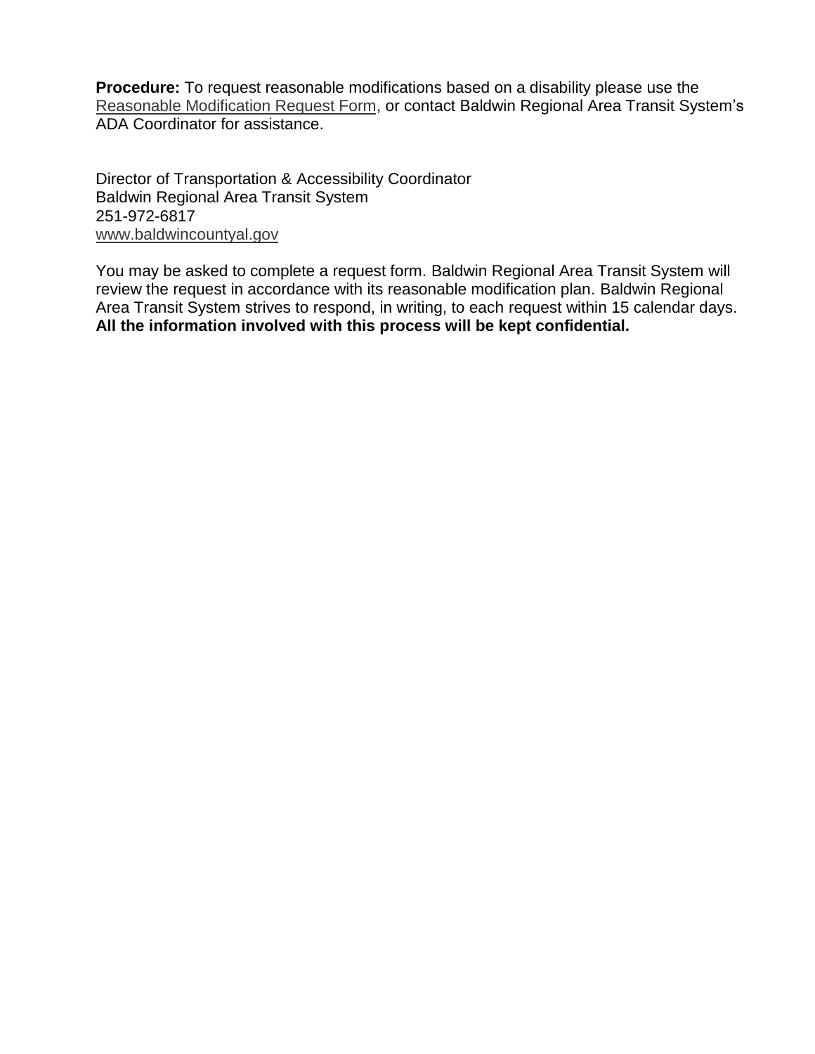**Procedure:** To request reasonable modifications based on a disability please use the Reasonable Modification Request Form, or contact Baldwin Regional Area Transit System's ADA Coordinator for assistance.

Director of Transportation & Accessibility Coordinator
Baldwin Regional Area Transit System
251-972-6817
www.baldwincountyal.gov

You may be asked to complete a request form. Baldwin Regional Area Transit System will review the request in accordance with its reasonable modification plan. Baldwin Regional Area Transit System strives to respond, in writing, to each request within 15 calendar days. **All the information involved with this process will be kept confidential.**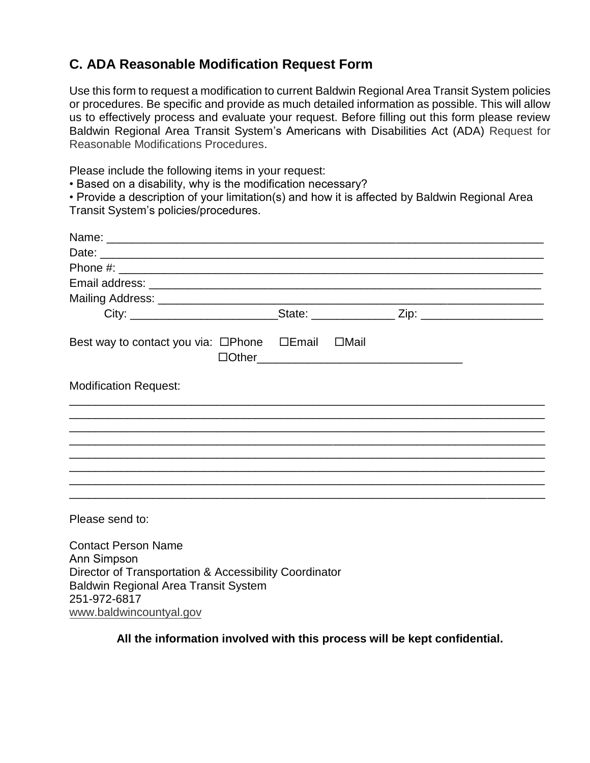## C. ADA Reasonable Modification Request Form

Use this form to request a modification to current Baldwin Regional Area Transit System policies or procedures. Be specific and provide as much detailed information as possible. This will allow us to effectively process and evaluate your request. Before filling out this form please review Baldwin Regional Area Transit System's Americans with Disabilities Act (ADA) Request for Reasonable Modifications Procedures.

Please include the following items in your request:

- Based on a disability, why is the modification necessary?
- Provide a description of your limitation(s) and how it is affected by Baldwin Regional Area Transit System's policies/procedures.

Name: ___________________________________________________________________

Date: ____________________________________________________________________

Phone #: _________________________________________________________________

Email address: ____________________________________________________________

Mailing Address: __________________________________________________________

City: ______________________ State: ____________ Zip: __________________

Best way to contact you via: ☐Phone ☐Email ☐Mail ☐Other______________________________

Modification Request:

__________________________________________________________________________

__________________________________________________________________________

__________________________________________________________________________

__________________________________________________________________________

__________________________________________________________________________

__________________________________________________________________________

__________________________________________________________________________

__________________________________________________________________________

Please send to:

Contact Person Name
Ann Simpson
Director of Transportation & Accessibility Coordinator
Baldwin Regional Area Transit System
251-972-6817
www.baldwincountyal.gov

**All the information involved with this process will be kept confidential.**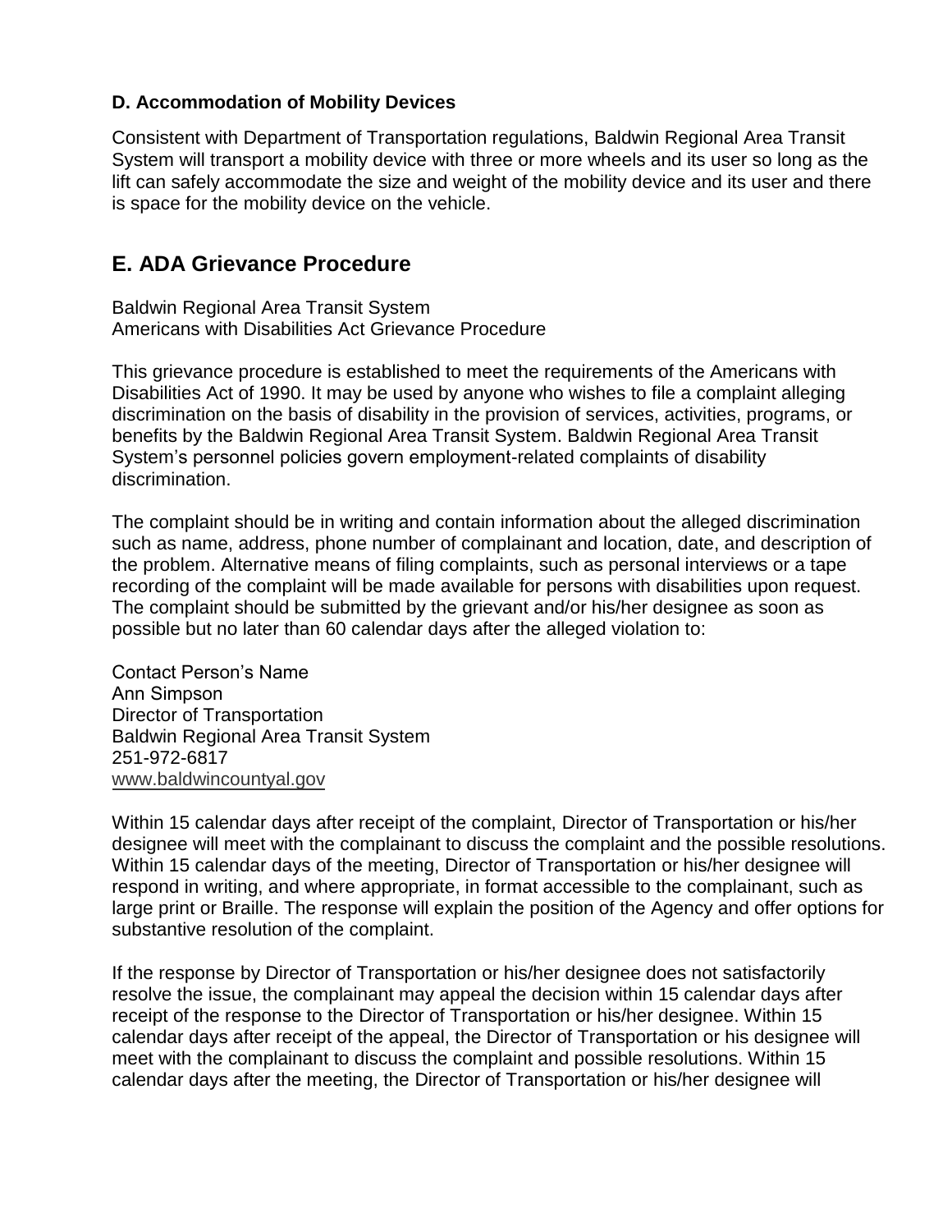### D. Accommodation of Mobility Devices

Consistent with Department of Transportation regulations, Baldwin Regional Area Transit System will transport a mobility device with three or more wheels and its user so long as the lift can safely accommodate the size and weight of the mobility device and its user and there is space for the mobility device on the vehicle.

## E. ADA Grievance Procedure

Baldwin Regional Area Transit System
Americans with Disabilities Act Grievance Procedure

This grievance procedure is established to meet the requirements of the Americans with Disabilities Act of 1990. It may be used by anyone who wishes to file a complaint alleging discrimination on the basis of disability in the provision of services, activities, programs, or benefits by the Baldwin Regional Area Transit System. Baldwin Regional Area Transit System's personnel policies govern employment-related complaints of disability discrimination.

The complaint should be in writing and contain information about the alleged discrimination such as name, address, phone number of complainant and location, date, and description of the problem. Alternative means of filing complaints, such as personal interviews or a tape recording of the complaint will be made available for persons with disabilities upon request. The complaint should be submitted by the grievant and/or his/her designee as soon as possible but no later than 60 calendar days after the alleged violation to:

Contact Person's Name
Ann Simpson
Director of Transportation
Baldwin Regional Area Transit System
251-972-6817
www.baldwincountyal.gov

Within 15 calendar days after receipt of the complaint, Director of Transportation or his/her designee will meet with the complainant to discuss the complaint and the possible resolutions. Within 15 calendar days of the meeting, Director of Transportation or his/her designee will respond in writing, and where appropriate, in format accessible to the complainant, such as large print or Braille. The response will explain the position of the Agency and offer options for substantive resolution of the complaint.

If the response by Director of Transportation or his/her designee does not satisfactorily resolve the issue, the complainant may appeal the decision within 15 calendar days after receipt of the response to the Director of Transportation or his/her designee. Within 15 calendar days after receipt of the appeal, the Director of Transportation or his designee will meet with the complainant to discuss the complaint and possible resolutions. Within 15 calendar days after the meeting, the Director of Transportation or his/her designee will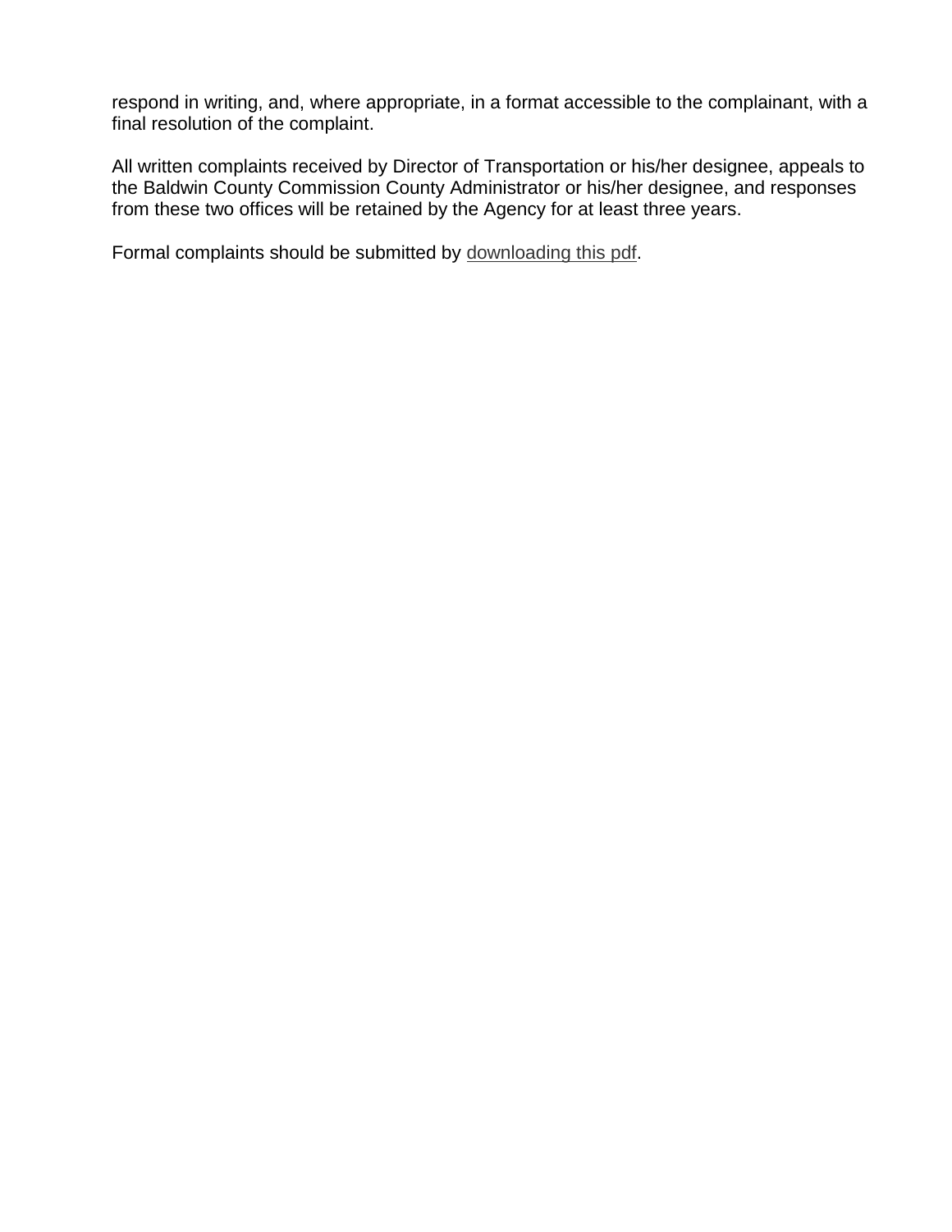respond in writing, and, where appropriate, in a format accessible to the complainant, with a final resolution of the complaint.

All written complaints received by Director of Transportation or his/her designee, appeals to the Baldwin County Commission County Administrator or his/her designee, and responses from these two offices will be retained by the Agency for at least three years.

Formal complaints should be submitted by downloading this pdf.